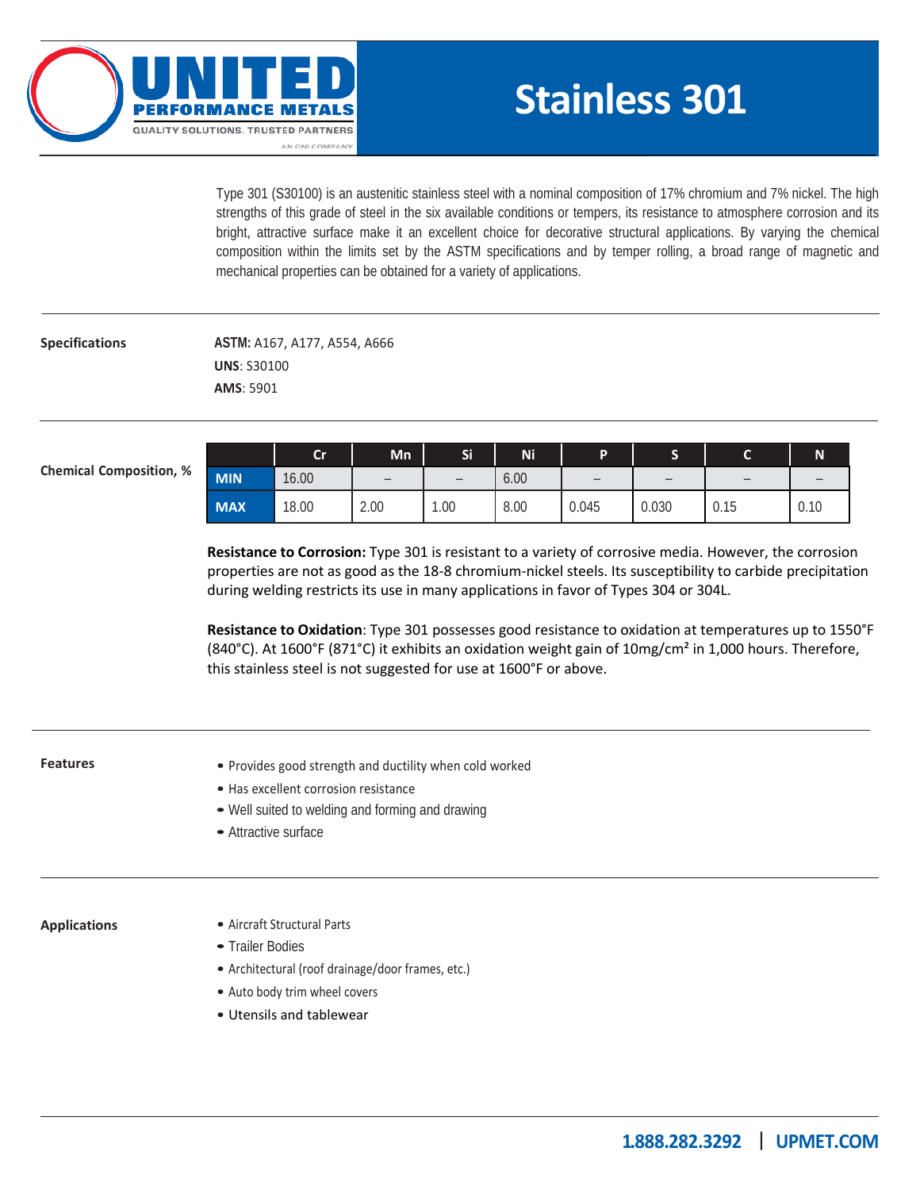# UNITED PERFORMANCE METALS

QUALITY SOLUTIONS. TRUSTED PARTNERS

AN ONI COMPANY

# Stainless 301

Type 301 (S30100) is an austenitic stainless steel with a nominal composition of 17% chromium and 7% nickel. The high strengths of this grade of steel in the six available conditions or tempers, its resistance to atmosphere corrosion and its bright, attractive surface make it an excellent choice for decorative structural applications. By varying the chemical composition within the limits set by the ASTM specifications and by temper rolling, a broad range of magnetic and mechanical properties can be obtained for a variety of applications.

## Specifications

**ASTM:** A167, A177, A554, A666

**UNS**: S30100

**AMS**: 5901

## Chemical Composition, %

| | Cr | Mn | Si | Ni | P | S | C | N |
|---|---|---|---|---|---|---|---|---|
| **MIN** | 16.00 | – | – | 6.00 | – | – | – | – |
| **MAX** | 18.00 | 2.00 | 1.00 | 8.00 | 0.045 | 0.030 | 0.15 | 0.10 |

**Resistance to Corrosion:** Type 301 is resistant to a variety of corrosive media. However, the corrosion properties are not as good as the 18-8 chromium-nickel steels. Its susceptibility to carbide precipitation during welding restricts its use in many applications in favor of Types 304 or 304L.

**Resistance to Oxidation**: Type 301 possesses good resistance to oxidation at temperatures up to 1550°F (840°C). At 1600°F (871°C) it exhibits an oxidation weight gain of 10mg/cm² in 1,000 hours. Therefore, this stainless steel is not suggested for use at 1600°F or above.

## Features

- Provides good strength and ductility when cold worked
- Has excellent corrosion resistance
- Well suited to welding and forming and drawing
- Attractive surface

## Applications

- Aircraft Structural Parts
- Trailer Bodies
- Architectural (roof drainage/door frames, etc.)
- Auto body trim wheel covers
- Utensils and tablewear

**1.888.282.3292 | UPMET.COM**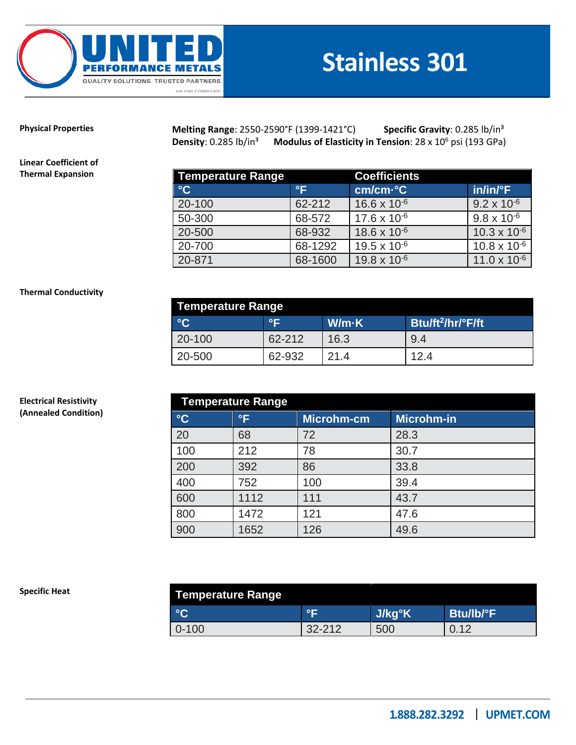# Stainless 301

## Physical Properties

**Melting Range**: 2550-2590°F (1399-1421°C) **Specific Gravity**: 0.285 lb/in³
**Density**: 0.285 lb/in³ **Modulus of Elasticity in Tension**: 28 x $10^6$ psi (193 GPa)

## Linear Coefficient of Thermal Expansion

| Temperature Range | | Coefficients | |
|---|---|---|---|
| °C | °F | cm/cm·°C | in/in/°F |
| 20-100 | 62-212 | 16.6 x $10^{-6}$ | 9.2 x $10^{-6}$ |
| 50-300 | 68-572 | 17.6 x $10^{-6}$ | 9.8 x $10^{-6}$ |
| 20-500 | 68-932 | 18.6 x $10^{-6}$ | 10.3 x $10^{-6}$ |
| 20-700 | 68-1292 | 19.5 x $10^{-6}$ | 10.8 x $10^{-6}$ |
| 20-871 | 68-1600 | 19.8 x $10^{-6}$ | 11.0 x $10^{-6}$ |

## Thermal Conductivity

| Temperature Range | | | |
|---|---|---|---|
| °C | °F | W/m·K | Btu/ft²/hr/°F/ft |
| 20-100 | 62-212 | 16.3 | 9.4 |
| 20-500 | 62-932 | 21.4 | 12.4 |

## Electrical Resistivity (Annealed Condition)

| Temperature Range | | | |
|---|---|---|---|
| °C | °F | Microhm-cm | Microhm-in |
| 20 | 68 | 72 | 28.3 |
| 100 | 212 | 78 | 30.7 |
| 200 | 392 | 86 | 33.8 |
| 400 | 752 | 100 | 39.4 |
| 600 | 1112 | 111 | 43.7 |
| 800 | 1472 | 121 | 47.6 |
| 900 | 1652 | 126 | 49.6 |

## Specific Heat

| Temperature Range | | | |
|---|---|---|---|
| °C | °F | J/kg°K | Btu/lb/°F |
| 0-100 | 32-212 | 500 | 0.12 |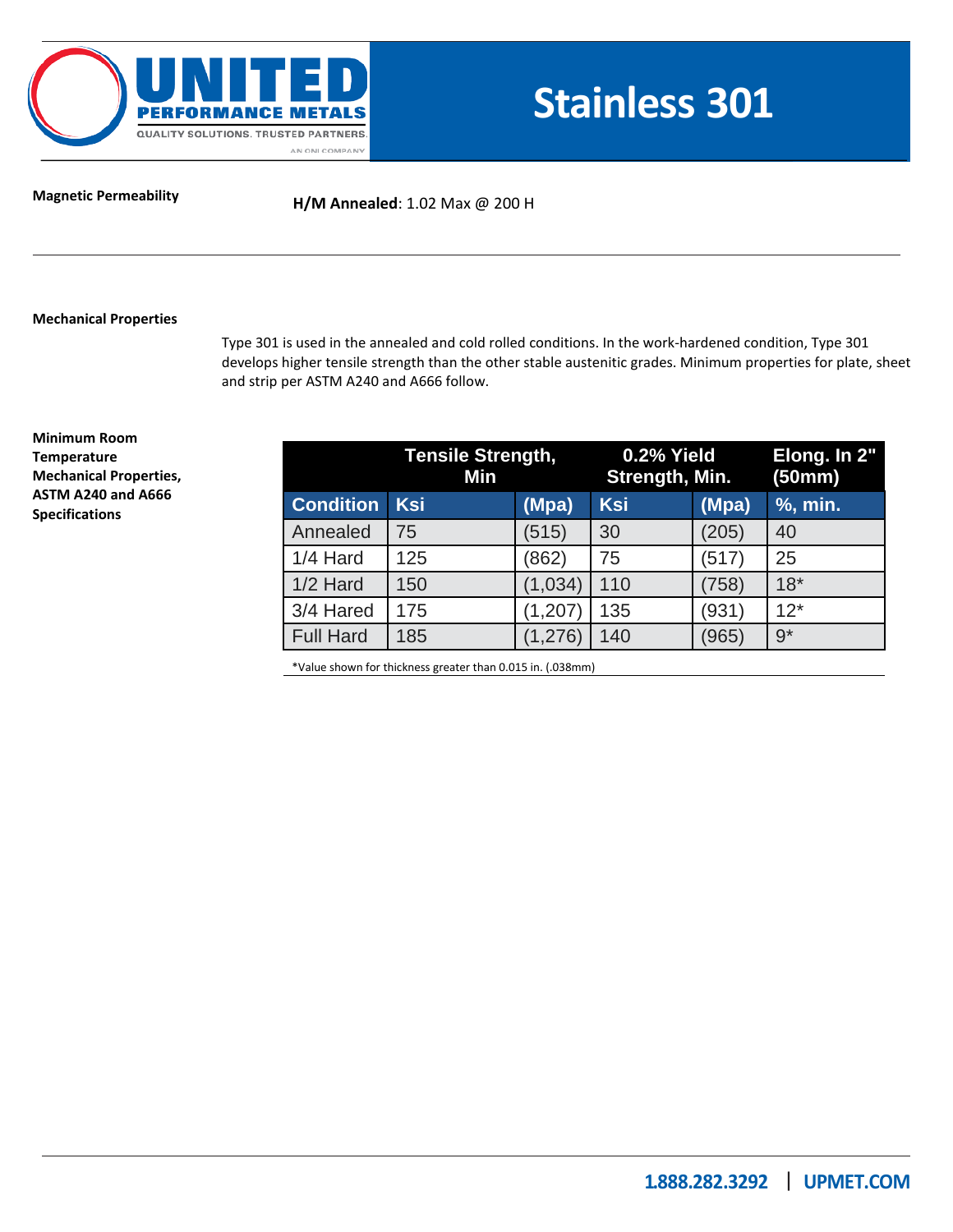# Stainless 301

**Magnetic Permeability**

**H/M Annealed**: 1.02 Max @ 200 H

**Mechanical Properties**

Type 301 is used in the annealed and cold rolled conditions. In the work-hardened condition, Type 301 develops higher tensile strength than the other stable austenitic grades. Minimum properties for plate, sheet and strip per ASTM A240 and A666 follow.

**Minimum Room Temperature Mechanical Properties, ASTM A240 and A666 Specifications**

| | Tensile Strength, Min | | 0.2% Yield Strength, Min. | | Elong. In 2" (50mm) |
|---|---|---|---|---|---|
| **Condition** | **Ksi** | **(Mpa)** | **Ksi** | **(Mpa)** | **%, min.** |
| Annealed | 75 | (515) | 30 | (205) | 40 |
| 1/4 Hard | 125 | (862) | 75 | (517) | 25 |
| 1/2 Hard | 150 | (1,034) | 110 | (758) | 18* |
| 3/4 Hared | 175 | (1,207) | 135 | (931) | 12* |
| Full Hard | 185 | (1,276) | 140 | (965) | 9* |

*Value shown for thickness greater than 0.015 in. (.038mm)

1.888.282.3292 | UPMET.COM